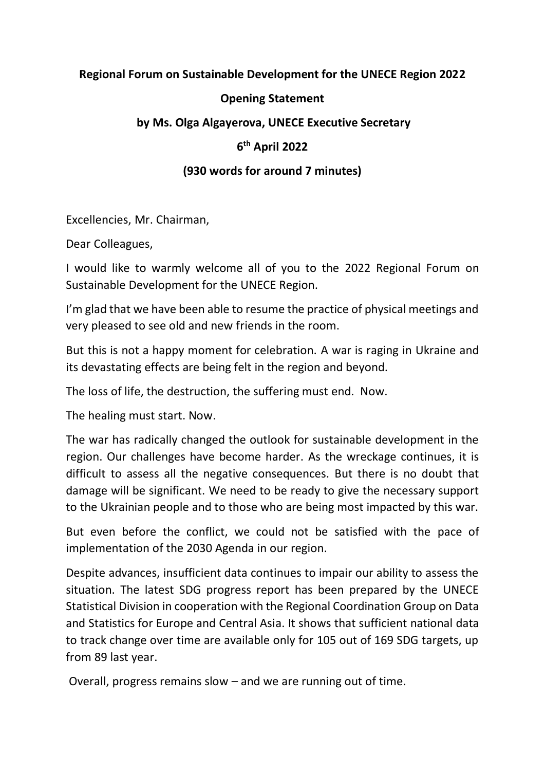**Regional Forum on Sustainable Development for the UNECE Region 2022**

**Opening Statement**

**by Ms. Olga Algayerova, UNECE Executive Secretary**

**6th April 2022**

**(930 words for around 7 minutes)**

Excellencies, Mr. Chairman,

Dear Colleagues,

I would like to warmly welcome all of you to the 2022 Regional Forum on Sustainable Development for the UNECE Region.

I'm glad that we have been able to resume the practice of physical meetings and very pleased to see old and new friends in the room.

But this is not a happy moment for celebration. A war is raging in Ukraine and its devastating effects are being felt in the region and beyond.

The loss of life, the destruction, the suffering must end. Now.

The healing must start. Now.

The war has radically changed the outlook for sustainable development in the region. Our challenges have become harder. As the wreckage continues, it is difficult to assess all the negative consequences. But there is no doubt that damage will be significant. We need to be ready to give the necessary support to the Ukrainian people and to those who are being most impacted by this war.

But even before the conflict, we could not be satisfied with the pace of implementation of the 2030 Agenda in our region.

Despite advances, insufficient data continues to impair our ability to assess the situation. The latest SDG progress report has been prepared by the UNECE Statistical Division in cooperation with the Regional Coordination Group on Data and Statistics for Europe and Central Asia. It shows that sufficient national data to track change over time are available only for 105 out of 169 SDG targets, up from 89 last year.

Overall, progress remains slow – and we are running out of time.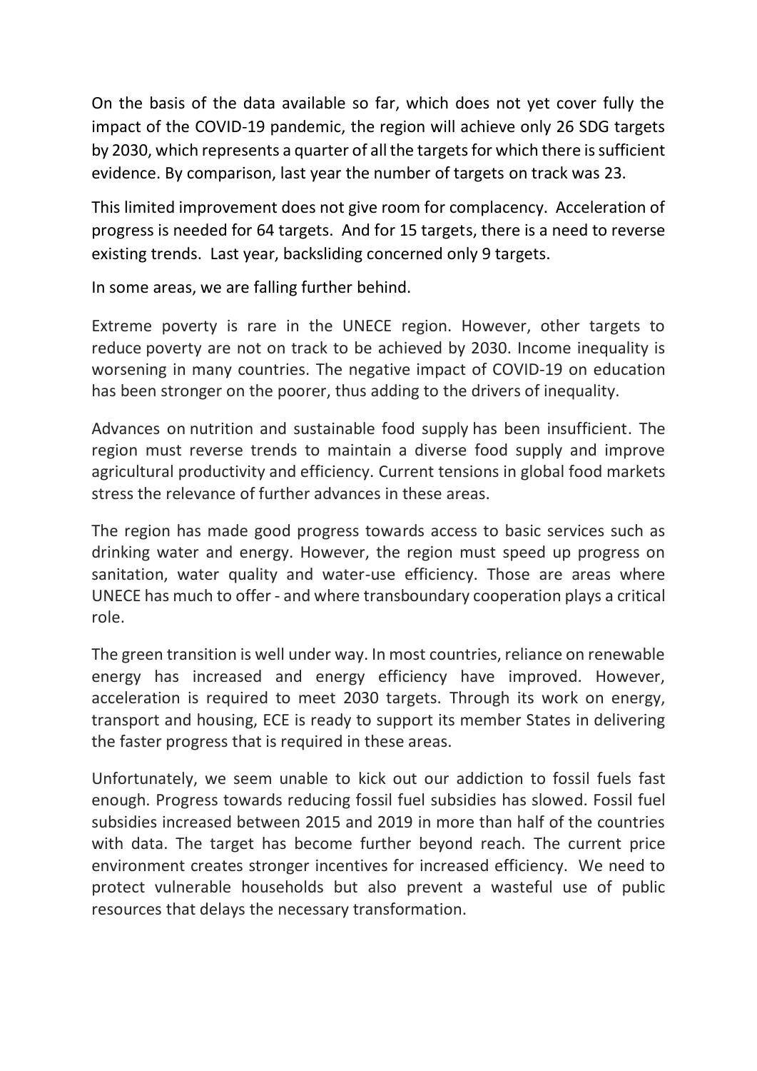On the basis of the data available so far, which does not yet cover fully the impact of the COVID-19 pandemic, the region will achieve only 26 SDG targets by 2030, which represents a quarter of all the targets for which there is sufficient evidence. By comparison, last year the number of targets on track was 23.

This limited improvement does not give room for complacency. Acceleration of progress is needed for 64 targets. And for 15 targets, there is a need to reverse existing trends. Last year, backsliding concerned only 9 targets.

In some areas, we are falling further behind.

Extreme poverty is rare in the UNECE region. However, other targets to reduce poverty are not on track to be achieved by 2030. Income inequality is worsening in many countries. The negative impact of COVID-19 on education has been stronger on the poorer, thus adding to the drivers of inequality.

Advances on nutrition and sustainable food supply has been insufficient. The region must reverse trends to maintain a diverse food supply and improve agricultural productivity and efficiency. Current tensions in global food markets stress the relevance of further advances in these areas.

The region has made good progress towards access to basic services such as drinking water and energy. However, the region must speed up progress on sanitation, water quality and water-use efficiency. Those are areas where UNECE has much to offer - and where transboundary cooperation plays a critical role.

The green transition is well under way. In most countries, reliance on renewable energy has increased and energy efficiency have improved. However, acceleration is required to meet 2030 targets. Through its work on energy, transport and housing, ECE is ready to support its member States in delivering the faster progress that is required in these areas.

Unfortunately, we seem unable to kick out our addiction to fossil fuels fast enough. Progress towards reducing fossil fuel subsidies has slowed. Fossil fuel subsidies increased between 2015 and 2019 in more than half of the countries with data. The target has become further beyond reach. The current price environment creates stronger incentives for increased efficiency. We need to protect vulnerable households but also prevent a wasteful use of public resources that delays the necessary transformation.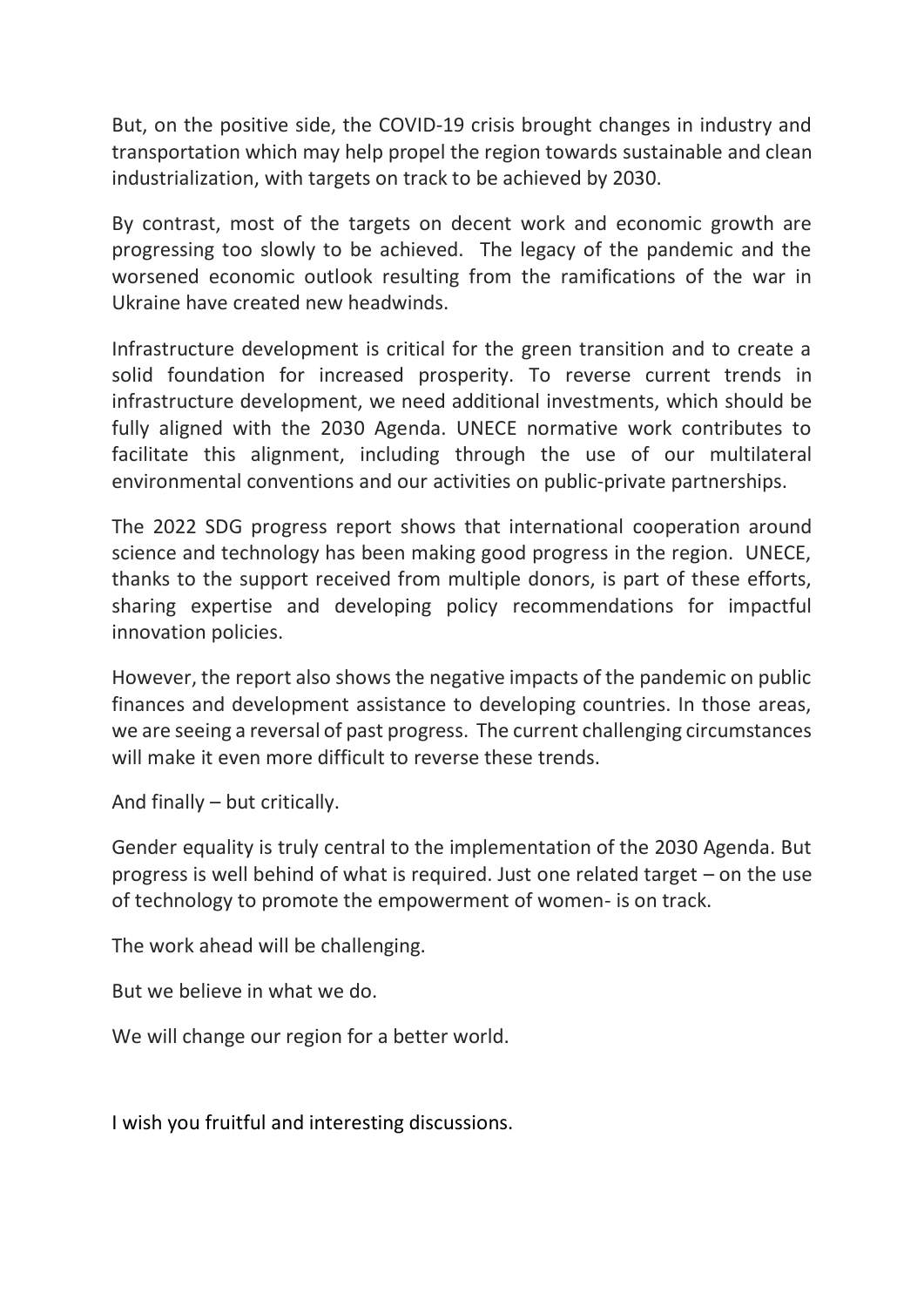But, on the positive side, the COVID-19 crisis brought changes in industry and transportation which may help propel the region towards sustainable and clean industrialization, with targets on track to be achieved by 2030.

By contrast, most of the targets on decent work and economic growth are progressing too slowly to be achieved. The legacy of the pandemic and the worsened economic outlook resulting from the ramifications of the war in Ukraine have created new headwinds.

Infrastructure development is critical for the green transition and to create a solid foundation for increased prosperity. To reverse current trends in infrastructure development, we need additional investments, which should be fully aligned with the 2030 Agenda. UNECE normative work contributes to facilitate this alignment, including through the use of our multilateral environmental conventions and our activities on public-private partnerships.

The 2022 SDG progress report shows that international cooperation around science and technology has been making good progress in the region. UNECE, thanks to the support received from multiple donors, is part of these efforts, sharing expertise and developing policy recommendations for impactful innovation policies.

However, the report also shows the negative impacts of the pandemic on public finances and development assistance to developing countries. In those areas, we are seeing a reversal of past progress. The current challenging circumstances will make it even more difficult to reverse these trends.

And finally – but critically.

Gender equality is truly central to the implementation of the 2030 Agenda. But progress is well behind of what is required. Just one related target – on the use of technology to promote the empowerment of women- is on track.

The work ahead will be challenging.

But we believe in what we do.

We will change our region for a better world.

I wish you fruitful and interesting discussions.